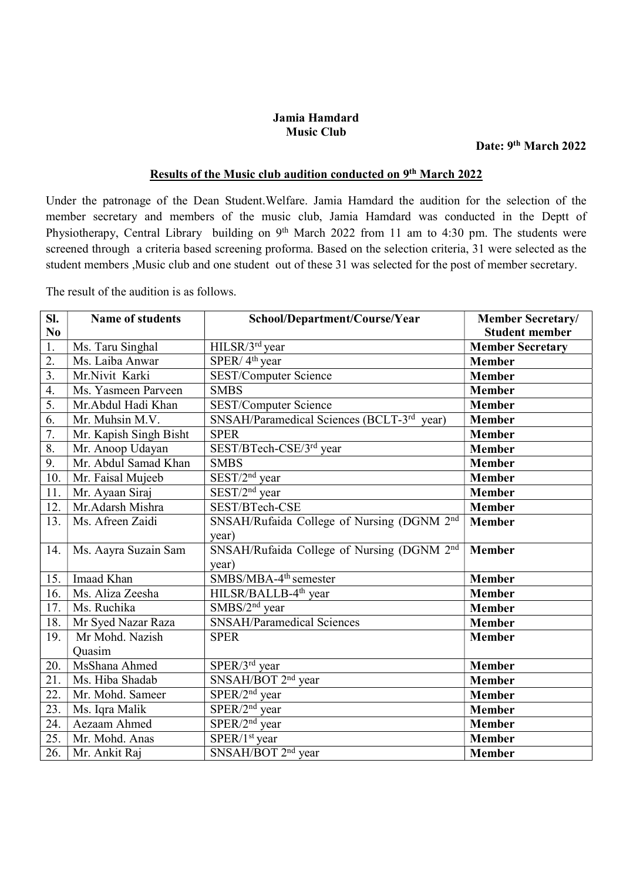**Jamia Hamdard**
**Music Club**

**Date: 9th March 2022**

## Results of the Music club audition conducted on 9th March 2022

Under the patronage of the Dean Student.Welfare. Jamia Hamdard the audition for the selection of the member secretary and members of the music club, Jamia Hamdard was conducted in the Deptt of Physiotherapy, Central Library building on 9th March 2022 from 11 am to 4:30 pm. The students were screened through a criteria based screening proforma. Based on the selection criteria, 31 were selected as the student members ,Music club and one student out of these 31 was selected for the post of member secretary.

The result of the audition is as follows.

| Sl. No | Name of students | School/Department/Course/Year | Member Secretary/ Student member |
|---|---|---|---|
| 1. | Ms. Taru Singhal | HILSR/3rd year | **Member Secretary** |
| 2. | Ms. Laiba Anwar | SPER/ 4th year | **Member** |
| 3. | Mr.Nivit Karki | SEST/Computer Science | **Member** |
| 4. | Ms. Yasmeen Parveen | SMBS | **Member** |
| 5. | Mr.Abdul Hadi Khan | SEST/Computer Science | **Member** |
| 6. | Mr. Muhsin M.V. | SNSAH/Paramedical Sciences (BCLT-3rd year) | **Member** |
| 7. | Mr. Kapish Singh Bisht | SPER | **Member** |
| 8. | Mr. Anoop Udayan | SEST/BTech-CSE/3rd year | **Member** |
| 9. | Mr. Abdul Samad Khan | SMBS | **Member** |
| 10. | Mr. Faisal Mujeeb | SEST/2nd year | **Member** |
| 11. | Mr. Ayaan Siraj | SEST/2nd year | **Member** |
| 12. | Mr.Adarsh Mishra | SEST/BTech-CSE | **Member** |
| 13. | Ms. Afreen Zaidi | SNSAH/Rufaida College of Nursing (DGNM 2nd year) | **Member** |
| 14. | Ms. Aayra Suzain Sam | SNSAH/Rufaida College of Nursing (DGNM 2nd year) | **Member** |
| 15. | Imaad Khan | SMBS/MBA-4th semester | **Member** |
| 16. | Ms. Aliza Zeesha | HILSR/BALLB-4th year | **Member** |
| 17. | Ms. Ruchika | SMBS/2nd year | **Member** |
| 18. | Mr Syed Nazar Raza | SNSAH/Paramedical Sciences | **Member** |
| 19. | Mr Mohd. Nazish Quasim | SPER | **Member** |
| 20. | MsShana Ahmed | SPER/3rd year | **Member** |
| 21. | Ms. Hiba Shadab | SNSAH/BOT 2nd year | **Member** |
| 22. | Mr. Mohd. Sameer | SPER/2nd year | **Member** |
| 23. | Ms. Iqra Malik | SPER/2nd year | **Member** |
| 24. | Aezaam Ahmed | SPER/2nd year | **Member** |
| 25. | Mr. Mohd. Anas | SPER/1st year | **Member** |
| 26. | Mr. Ankit Raj | SNSAH/BOT 2nd year | **Member** |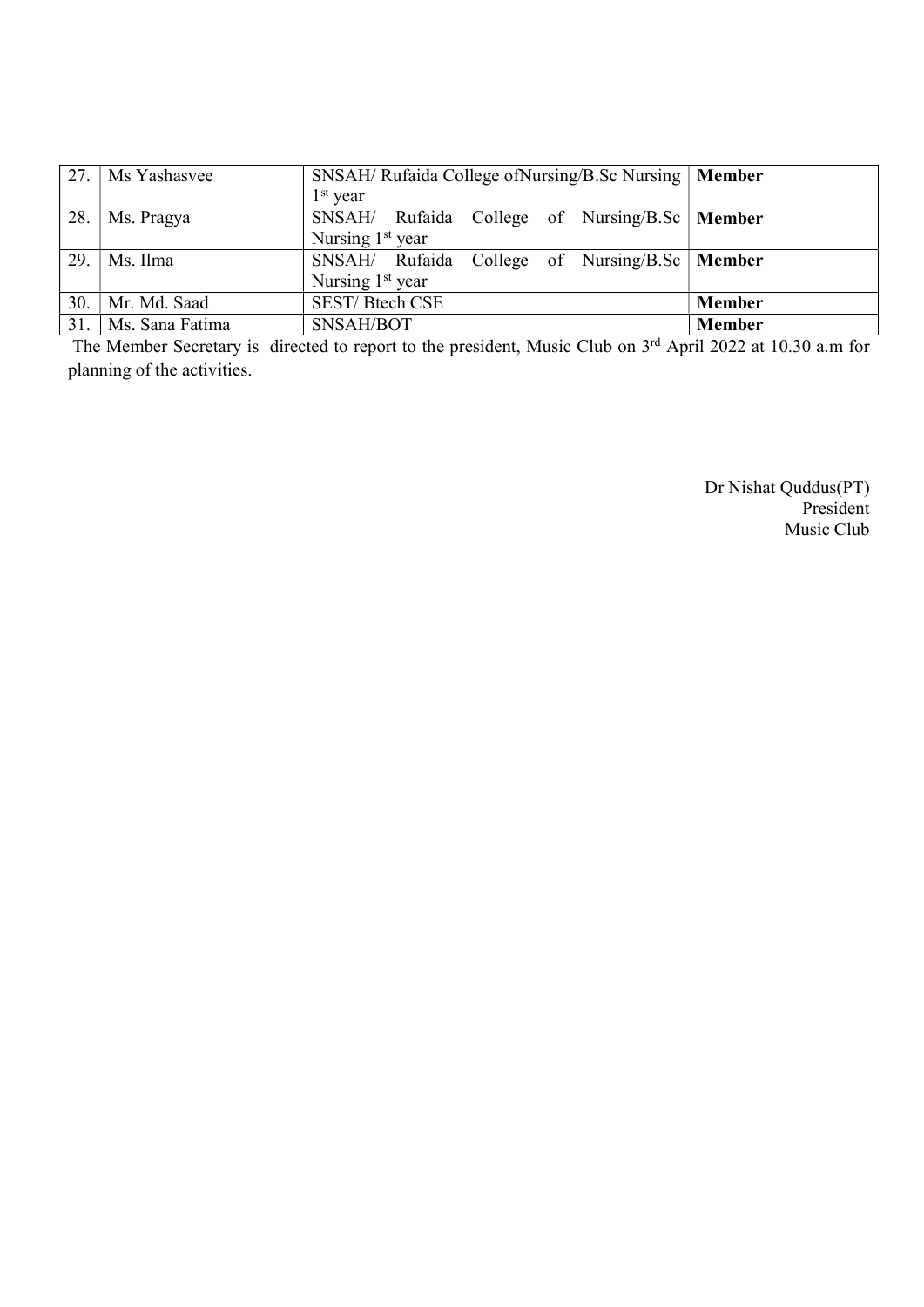| | | | |
|---|---|---|---|
| 27. | Ms Yashasvee | SNSAH/ Rufaida College ofNursing/B.Sc Nursing 1st year | **Member** |
| 28. | Ms. Pragya | SNSAH/ Rufaida College of Nursing/B.Sc Nursing 1st year | **Member** |
| 29. | Ms. Ilma | SNSAH/ Rufaida College of Nursing/B.Sc Nursing 1st year | **Member** |
| 30. | Mr. Md. Saad | SEST/ Btech CSE | **Member** |
| 31. | Ms. Sana Fatima | SNSAH/BOT | **Member** |

The Member Secretary is directed to report to the president, Music Club on 3rd April 2022 at 10.30 a.m for planning of the activities.

Dr Nishat Quddus(PT)
President
Music Club